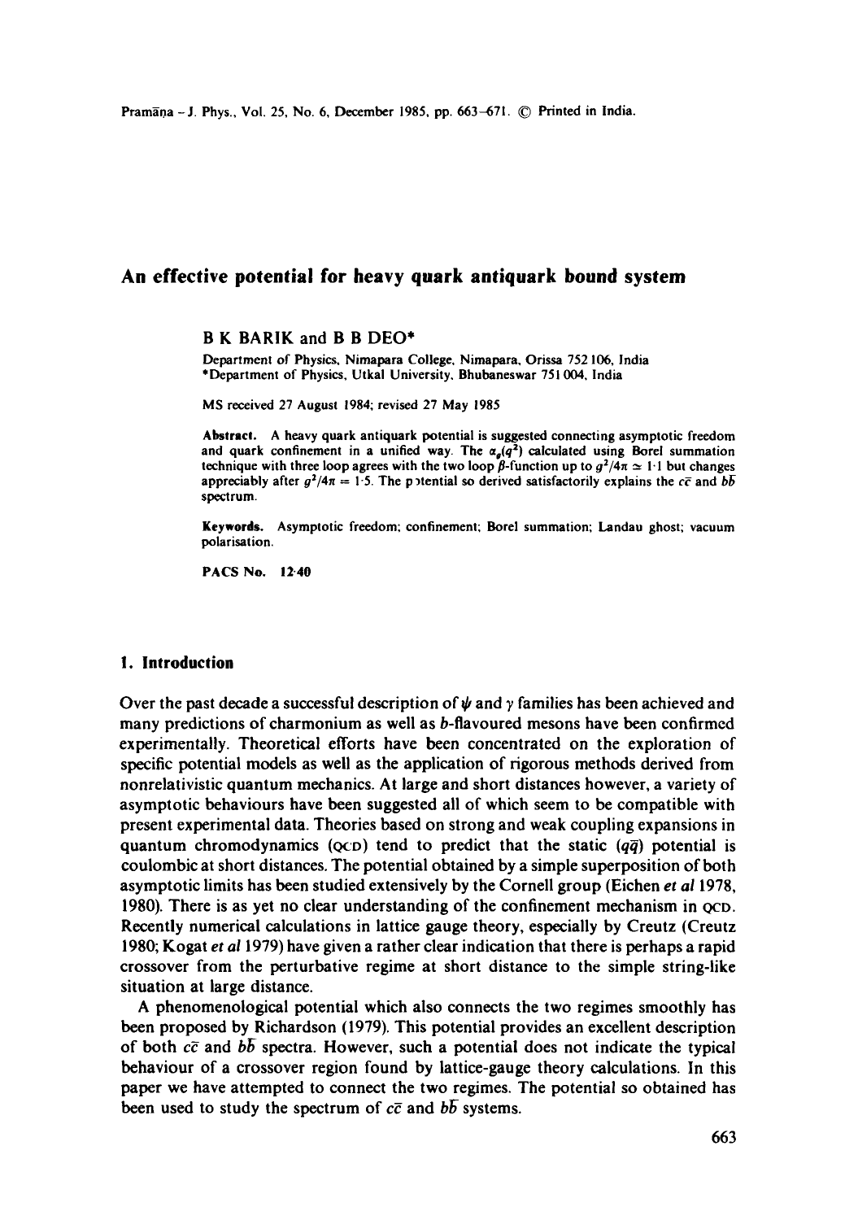# An effective potential for heavy quark antiquark bound system

B K BARIK and B B DEO*

Department of Physics, Nimapara College, Nimapara, Orissa 752 106, India
*Department of Physics, Utkal University, Bhubaneswar 751 004, India

MS received 27 August 1984; revised 27 May 1985

**Abstract.** A heavy quark antiquark potential is suggested connecting asymptotic freedom and quark confinement in a unified way. The $\alpha_s(q^2)$ calculated using Borel summation technique with three loop agrees with the two loop $\beta$-function up to $g^2/4\pi \simeq 1.1$ but changes appreciably after $g^2/4\pi = 1.5$. The potential so derived satisfactorily explains the $c\bar{c}$ and $b\bar{b}$ spectrum.

**Keywords.** Asymptotic freedom; confinement; Borel summation; Landau ghost; vacuum polarisation.

**PACS No.** 12.40

## 1. Introduction

Over the past decade a successful description of $\psi$ and $\gamma$ families has been achieved and many predictions of charmonium as well as $b$-flavoured mesons have been confirmed experimentally. Theoretical efforts have been concentrated on the exploration of specific potential models as well as the application of rigorous methods derived from nonrelativistic quantum mechanics. At large and short distances however, a variety of asymptotic behaviours have been suggested all of which seem to be compatible with present experimental data. Theories based on strong and weak coupling expansions in quantum chromodynamics (QCD) tend to predict that the static ($q\bar{q}$) potential is coulombic at short distances. The potential obtained by a simple superposition of both asymptotic limits has been studied extensively by the Cornell group (Eichen *et al* 1978, 1980). There is as yet no clear understanding of the confinement mechanism in QCD. Recently numerical calculations in lattice gauge theory, especially by Creutz (Creutz 1980; Kogat *et al* 1979) have given a rather clear indication that there is perhaps a rapid crossover from the perturbative regime at short distance to the simple string-like situation at large distance.

A phenomenological potential which also connects the two regimes smoothly has been proposed by Richardson (1979). This potential provides an excellent description of both $c\bar{c}$ and $b\bar{b}$ spectra. However, such a potential does not indicate the typical behaviour of a crossover region found by lattice-gauge theory calculations. In this paper we have attempted to connect the two regimes. The potential so obtained has been used to study the spectrum of $c\bar{c}$ and $b\bar{b}$ systems.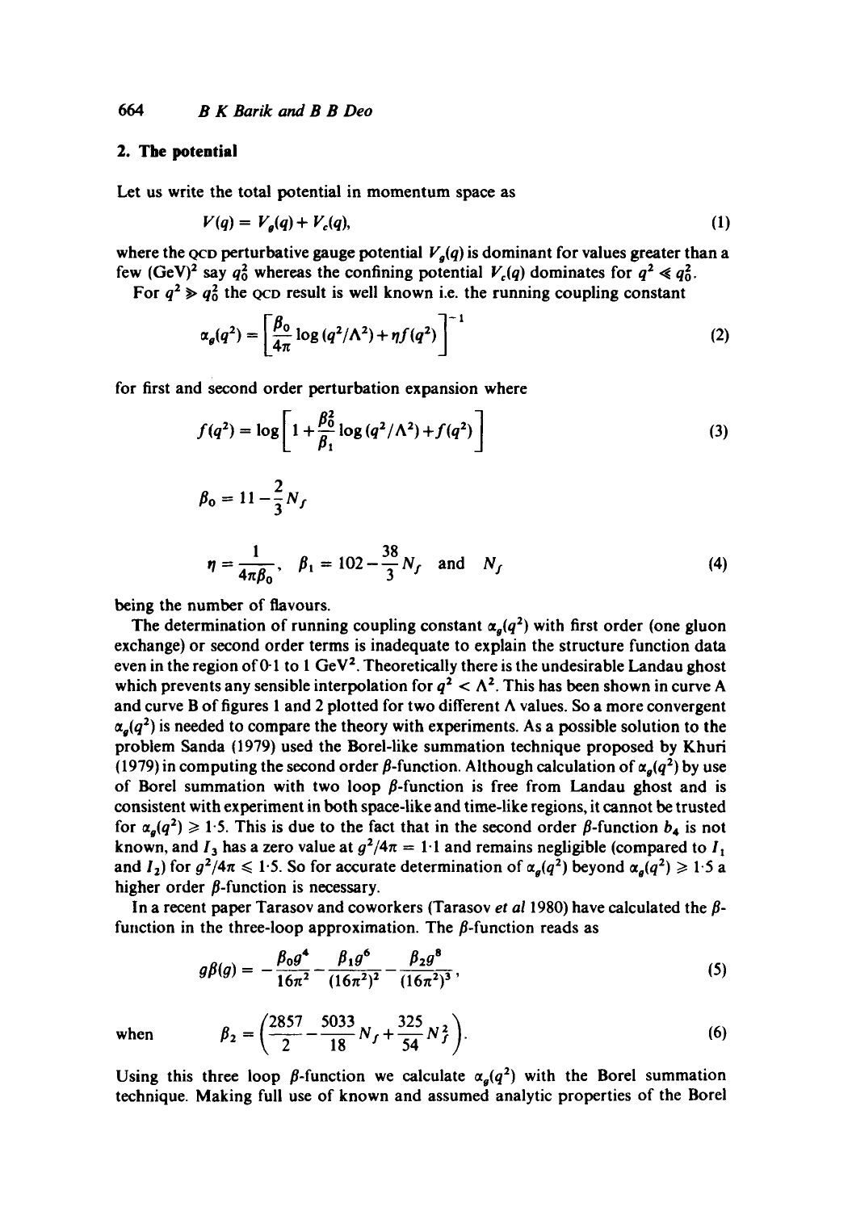## 2. The potential

Let us write the total potential in momentum space as

$$V(q) = V_g(q) + V_c(q), \tag{1}$$

where the QCD perturbative gauge potential $V_g(q)$ is dominant for values greater than a few $(\text{GeV})^2$ say $q_0^2$ whereas the confining potential $V_c(q)$ dominates for $q^2 \ll q_0^2$.

For $q^2 \gg q_0^2$ the QCD result is well known i.e. the running coupling constant

$$\alpha_g(q^2) = \left[\frac{\beta_0}{4\pi}\log(q^2/\Lambda^2) + \eta f(q^2)\right]^{-1} \tag{2}$$

for first and second order perturbation expansion where

$$f(q^2) = \log\left[1 + \frac{\beta_0^2}{\beta_1}\log(q^2/\Lambda^2) + f(q^2)\right] \tag{3}$$

$$\beta_0 = 11 - \frac{2}{3}N_f$$

$$\eta = \frac{1}{4\pi\beta_0}, \quad \beta_1 = 102 - \frac{38}{3}N_f \quad \text{and} \quad N_f \tag{4}$$

being the number of flavours.

The determination of running coupling constant $\alpha_g(q^2)$ with first order (one gluon exchange) or second order terms is inadequate to explain the structure function data even in the region of 0·1 to 1 $\text{GeV}^2$. Theoretically there is the undesirable Landau ghost which prevents any sensible interpolation for $q^2 < \Lambda^2$. This has been shown in curve A and curve B of figures 1 and 2 plotted for two different $\Lambda$ values. So a more convergent $\alpha_g(q^2)$ is needed to compare the theory with experiments. As a possible solution to the problem Sanda (1979) used the Borel-like summation technique proposed by Khuri (1979) in computing the second order $\beta$-function. Although calculation of $\alpha_g(q^2)$ by use of Borel summation with two loop $\beta$-function is free from Landau ghost and is consistent with experiment in both space-like and time-like regions, it cannot be trusted for $\alpha_g(q^2) \geq 1{\cdot}5$. This is due to the fact that in the second order $\beta$-function $b_4$ is not known, and $I_3$ has a zero value at $g^2/4\pi = 1{\cdot}1$ and remains negligible (compared to $I_1$ and $I_2$) for $g^2/4\pi \leq 1{\cdot}5$. So for accurate determination of $\alpha_g(q^2)$ beyond $\alpha_g(q^2) \geq 1{\cdot}5$ a higher order $\beta$-function is necessary.

In a recent paper Tarasov and coworkers (Tarasov *et al* 1980) have calculated the $\beta$-function in the three-loop approximation. The $\beta$-function reads as

$$g\beta(g) = -\frac{\beta_0 g^4}{16\pi^2} - \frac{\beta_1 g^6}{(16\pi^2)^2} - \frac{\beta_2 g^8}{(16\pi^2)^3}, \tag{5}$$

when

$$\beta_2 = \left(\frac{2857}{2} - \frac{5033}{18}N_f + \frac{325}{54}N_f^2\right). \tag{6}$$

Using this three loop $\beta$-function we calculate $\alpha_g(q^2)$ with the Borel summation technique. Making full use of known and assumed analytic properties of the Borel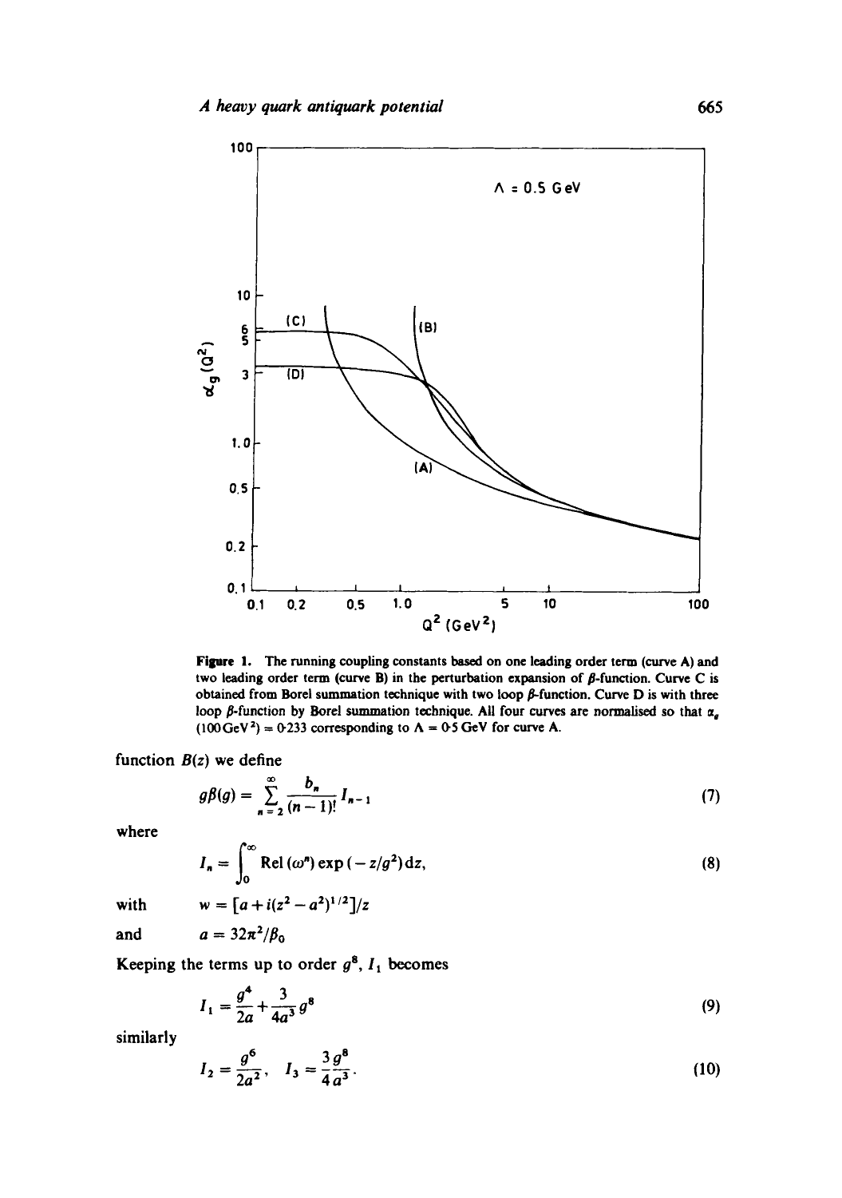**Figure 1.** The running coupling constants based on one leading order term (curve A) and two leading order term (curve B) in the perturbation expansion of $\beta$-function. Curve C is obtained from Borel summation technique with two loop $\beta$-function. Curve D is with three loop $\beta$-function by Borel summation technique. All four curves are normalised so that $\alpha_s$ ($100\,\text{GeV}^2$) $= 0.233$ corresponding to $\Lambda = 0.5$ GeV for curve A.

function $B(z)$ we define

$$g\beta(g) = \sum_{n=2}^{\infty} \frac{b_n}{(n-1)!} I_{n-1} \tag{7}$$

where

$$I_n = \int_0^{\infty} \text{Rel}(\omega^n) \exp(-z/g^2) \, dz, \tag{8}$$

with $\quad w = [a + i(z^2 - a^2)^{1/2}]/z$

and $\quad a = 32\pi^2/\beta_0$

Keeping the terms up to order $g^8$, $I_1$ becomes

$$I_1 = \frac{g^4}{2a} + \frac{3}{4a^3} g^8 \tag{9}$$

similarly

$$I_2 = \frac{g^6}{2a^2}, \quad I_3 = \frac{3g^8}{4a^3}. \tag{10}$$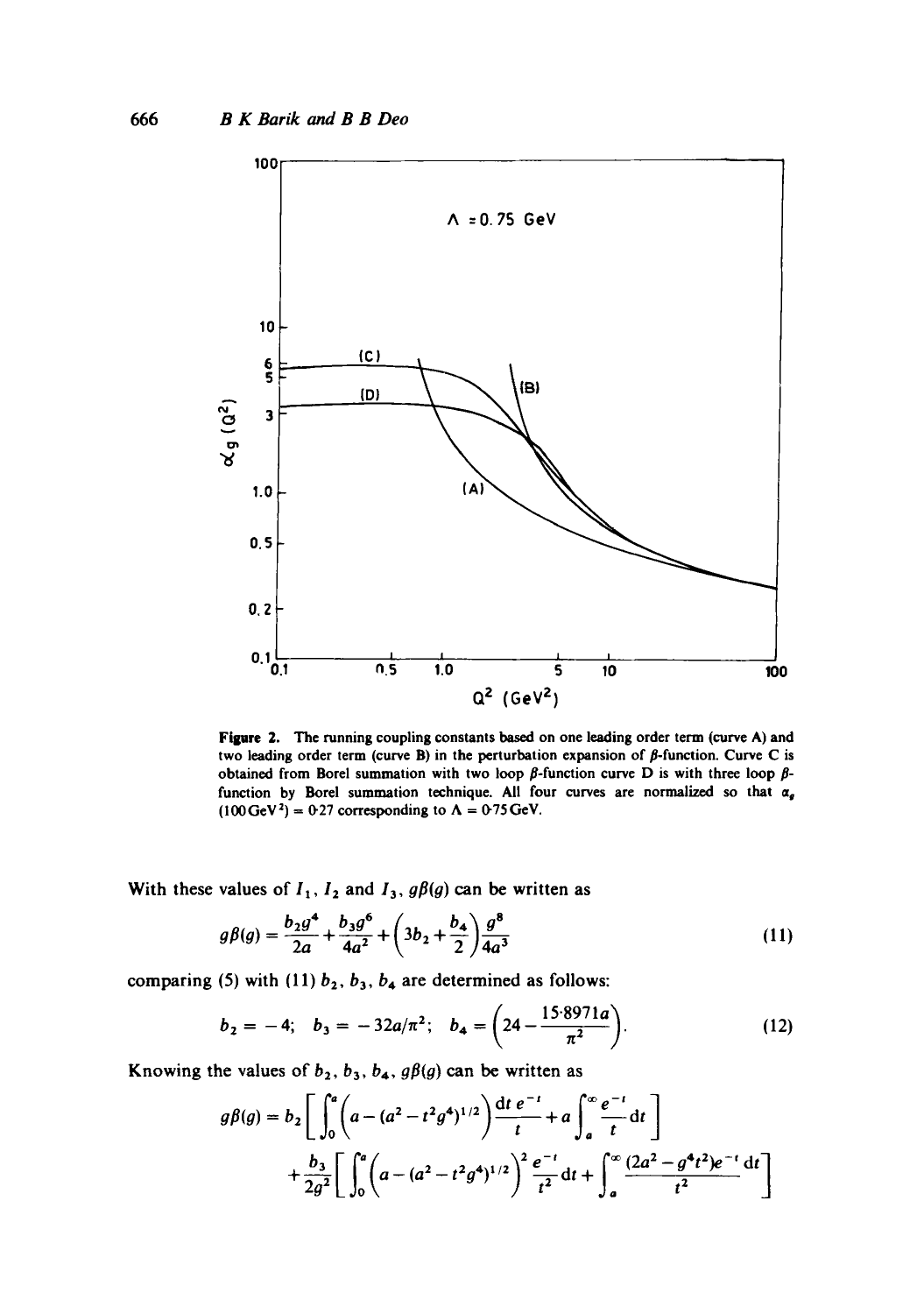Λ = 0.75 GeV

$\alpha_g(Q^2)$

100
10
6
5
3
1.0
0.5
0.2
0.1

(C)
(D)
(B)
(A)

0.1
0.5
1.0
5
10
100

$Q^2$ (GeV$^2$)

**Figure 2.** The running coupling constants based on one leading order term (curve A) and two leading order term (curve B) in the perturbation expansion of $\beta$-function. Curve C is obtained from Borel summation with two loop $\beta$-function curve D is with three loop $\beta$-function by Borel summation technique. All four curves are normalized so that $\alpha_g$ (100 GeV$^2$) = 0·27 corresponding to $\Lambda$ = 0·75 GeV.

With these values of $I_1$, $I_2$ and $I_3$, $g\beta(g)$ can be written as

$$g\beta(g) = \frac{b_2 g^4}{2a} + \frac{b_3 g^6}{4a^2} + \left(3b_2 + \frac{b_4}{2}\right)\frac{g^8}{4a^3} \tag{11}$$

comparing (5) with (11) $b_2$, $b_3$, $b_4$ are determined as follows:

$$b_2 = -4; \quad b_3 = -32a/\pi^2; \quad b_4 = \left(24 - \frac{15{\cdot}8971a}{\pi^2}\right). \tag{12}$$

Knowing the values of $b_2$, $b_3$, $b_4$, $g\beta(g)$ can be written as

$$g\beta(g) = b_2\left[\int_0^a \left(a - (a^2 - t^2 g^4)^{1/2}\right)\frac{\mathrm{d}t\, e^{-t}}{t} + a\int_a^\infty \frac{e^{-t}}{t}\mathrm{d}t\right]$$
$$+ \frac{b_3}{2g^2}\left[\int_0^a \left(a - (a^2 - t^2 g^4)^{1/2}\right)^2 \frac{e^{-t}}{t^2}\mathrm{d}t + \int_a^\infty \frac{(2a^2 - g^4 t^2)e^{-t}\,\mathrm{d}t}{t^2}\right]$$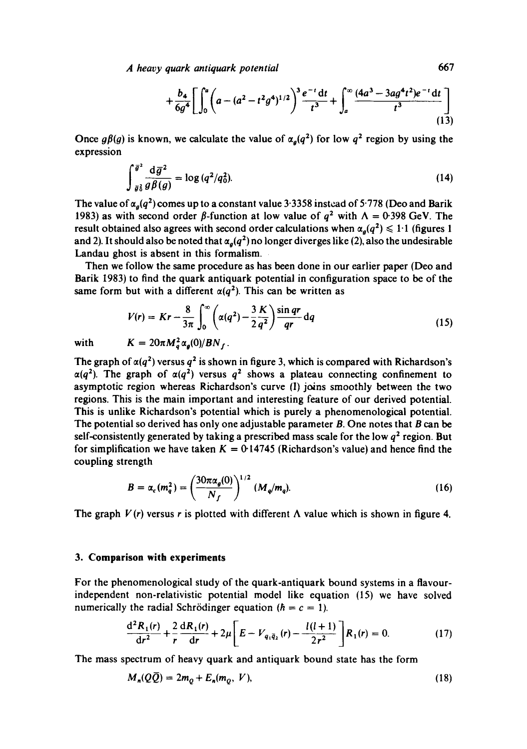$$+\frac{b_4}{6g^4}\left[\int_0^a \left(a-(a^2-t^2g^4)^{1/2}\right)^3 \frac{e^{-t}\,dt}{t^3}+\int_a^\infty \frac{(4a^3-3ag^4t^2)e^{-t}\,dt}{t^3}\right] \tag{13}$$

Once $g\beta(g)$ is known, we calculate the value of $\alpha_g(q^2)$ for low $q^2$ region by using the expression

$$\int_{\bar{g}_0^2}^{\bar{g}^2} \frac{d\bar{g}^2}{g\beta(g)} = \log(q^2/q_0^2). \tag{14}$$

The value of $\alpha_g(q^2)$ comes up to a constant value 3·3358 instead of 5·778 (Deo and Barik 1983) as with second order $\beta$-function at low value of $q^2$ with $\Lambda = 0{\cdot}398$ GeV. The result obtained also agrees with second order calculations when $\alpha_g(q^2) \leqslant 1{\cdot}1$ (figures 1 and 2). It should also be noted that $\alpha_g(q^2)$ no longer diverges like (2), also the undesirable Landau ghost is absent in this formalism.

Then we follow the same procedure as has been done in our earlier paper (Deo and Barik 1983) to find the quark antiquark potential in configuration space to be of the same form but with a different $\alpha(q^2)$. This can be written as

$$V(r) = Kr - \frac{8}{3\pi}\int_0^\infty \left(\alpha(q^2) - \frac{3}{2}\frac{K}{q^2}\right)\frac{\sin qr}{qr}\,dq \tag{15}$$

with $\quad K = 20\pi M_q^2 \alpha_g(0)/BN_f$.

The graph of $\alpha(q^2)$ versus $q^2$ is shown in figure 3, which is compared with Richardson's $\alpha(q^2)$. The graph of $\alpha(q^2)$ versus $q^2$ shows a plateau connecting confinement to asymptotic region whereas Richardson's curve (I) joins smoothly between the two regions. This is the main important and interesting feature of our derived potential. This is unlike Richardson's potential which is purely a phenomenological potential. The potential so derived has only one adjustable parameter $B$. One notes that $B$ can be self-consistently generated by taking a prescribed mass scale for the low $q^2$ region. But for simplification we have taken $K = 0{\cdot}14745$ (Richardson's value) and hence find the coupling strength

$$B = \alpha_c(m_q^2) = \left(\frac{30\pi\alpha_g(0)}{N_f}\right)^{1/2}(M_q/m_q). \tag{16}$$

The graph $V(r)$ versus $r$ is plotted with different $\Lambda$ value which is shown in figure 4.

## 3. Comparison with experiments

For the phenomenological study of the quark-antiquark bound systems in a flavour-independent non-relativistic potential model like equation (15) we have solved numerically the radial Schrödinger equation ($\hbar = c = 1$).

$$\frac{d^2R_1(r)}{dr^2} + \frac{2}{r}\frac{dR_1(r)}{dr} + 2\mu\left[E - V_{q_1\bar{q}_2}(r) - \frac{l(l+1)}{2r^2}\right]R_1(r) = 0. \tag{17}$$

The mass spectrum of heavy quark and antiquark bound state has the form

$$M_n(Q\bar{Q}) = 2m_Q + E_n(m_Q, V), \tag{18}$$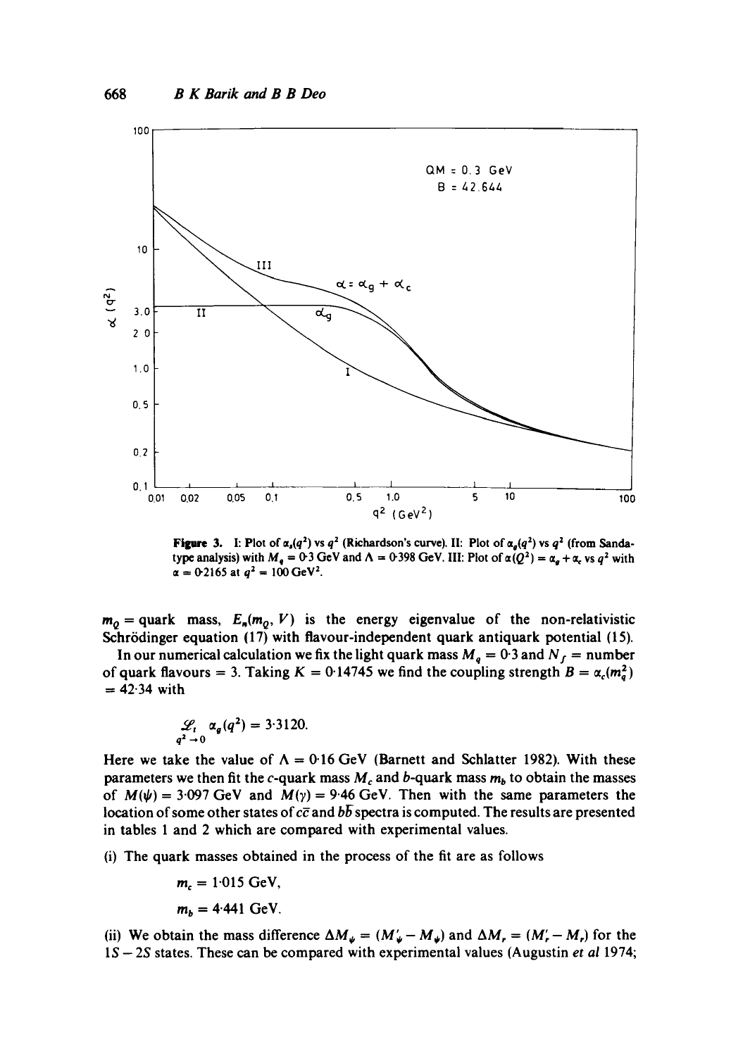QM = 0.3 GeV

B = 42.644

100

10

3.0

2 0

1.0

0.5

0.2

0.1

$\alpha\,(q^2)$

III

II

I

$\alpha = \alpha_g + \alpha_c$

$\alpha_g$

0.01 0.02 0.05 0.1 0.5 1.0 5 10 100

$q^2$ (GeV$^2$)

**Figure 3.** I: Plot of $\alpha_s(q^2)$ vs $q^2$ (Richardson's curve). II: Plot of $\alpha_g(q^2)$ vs $q^2$ (from Sanda-type analysis) with $M_q = 0{\cdot}3$ GeV and $\Lambda = 0{\cdot}398$ GeV. III: Plot of $\alpha(Q^2) = \alpha_g + \alpha_c$ vs $q^2$ with $\alpha = 0{\cdot}2165$ at $q^2 = 100\,\text{GeV}^2$.

$m_Q$ = quark mass, $E_n(m_Q, V)$ is the energy eigenvalue of the non-relativistic Schrödinger equation (17) with flavour-independent quark antiquark potential (15).

In our numerical calculation we fix the light quark mass $M_q = 0{\cdot}3$ and $N_f$ = number of quark flavours = 3. Taking $K = 0{\cdot}14745$ we find the coupling strength $B = \alpha_c(m_q^2) = 42{\cdot}34$ with

$$\mathop{\mathscr{L}_t}_{q^2 \to 0} \alpha_g(q^2) = 3{\cdot}3120.$$

Here we take the value of $\Lambda = 0{\cdot}16$ GeV (Barnett and Schlatter 1982). With these parameters we then fit the $c$-quark mass $M_c$ and $b$-quark mass $m_b$ to obtain the masses of $M(\psi) = 3{\cdot}097$ GeV and $M(\gamma) = 9{\cdot}46$ GeV. Then with the same parameters the location of some other states of $c\bar{c}$ and $b\bar{b}$ spectra is computed. The results are presented in tables 1 and 2 which are compared with experimental values.

(i) The quark masses obtained in the process of the fit are as follows

$$m_c = 1{\cdot}015 \text{ GeV},$$

$$m_b = 4{\cdot}441 \text{ GeV}.$$

(ii) We obtain the mass difference $\Delta M_\psi = (M'_\psi - M_\psi)$ and $\Delta M_r = (M'_r - M_r)$ for the $1S - 2S$ states. These can be compared with experimental values (Augustin *et al* 1974;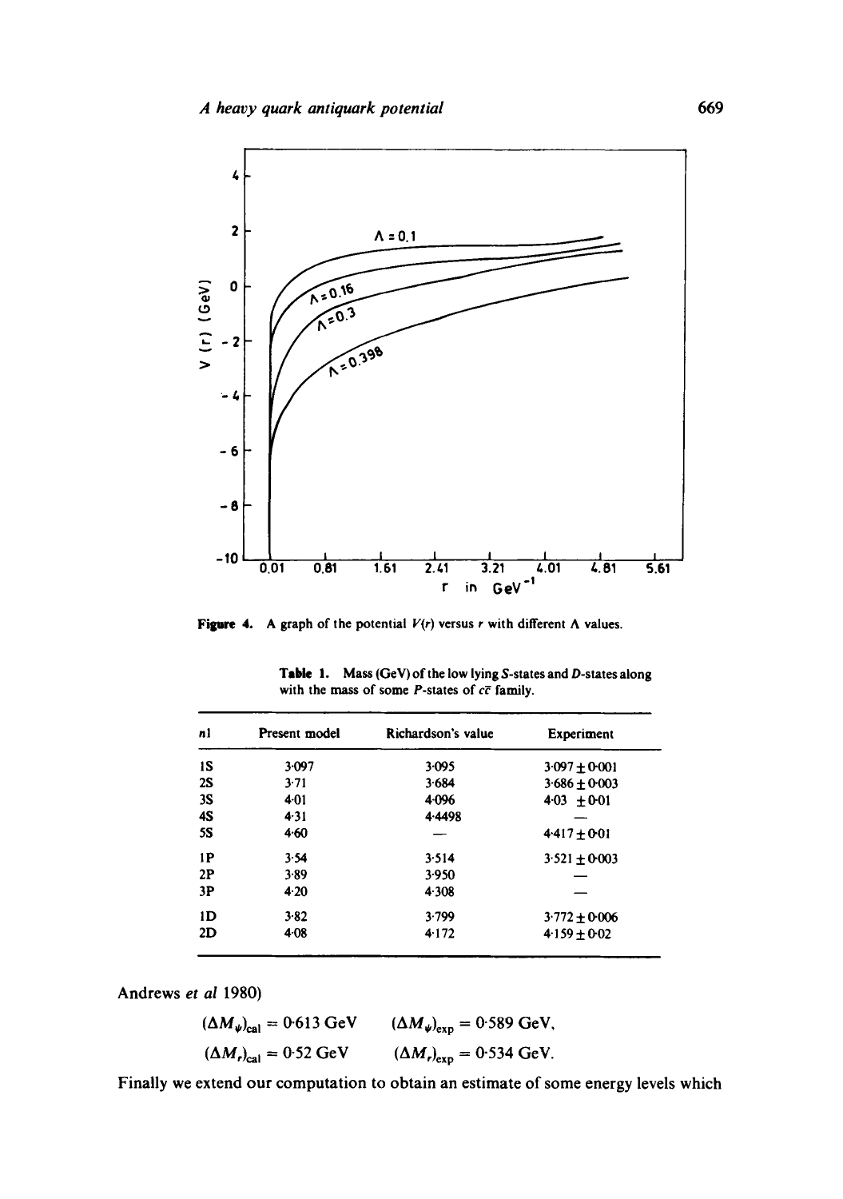4

2

0

-2

-4

-6

-8

-10

V (r) (GeV)

$\Lambda = 0.1$

$\Lambda = 0.16$

$\Lambda = 0.3$

$\Lambda = 0.398$

0.01 0.81 1.61 2.41 3.21 4.01 4.81 5.61

r in $\text{GeV}^{-1}$

**Figure 4.** A graph of the potential $V(r)$ versus $r$ with different $\Lambda$ values.

**Table 1.** Mass (GeV) of the low lying S-states and D-states along with the mass of some P-states of $c\bar{c}$ family.

| $nl$ | Present model | Richardson's value | Experiment |
|---|---|---|---|
| 1S | 3·097 | 3·095 | $3{\cdot}097 \pm 0{\cdot}001$ |
| 2S | 3·71 | 3·684 | $3{\cdot}686 \pm 0{\cdot}003$ |
| 3S | 4·01 | 4·096 | $4{\cdot}03 \pm 0{\cdot}01$ |
| 4S | 4·31 | 4·4498 | — |
| 5S | 4·60 | — | $4{\cdot}417 \pm 0{\cdot}01$ |
| 1P | 3·54 | 3·514 | $3{\cdot}521 \pm 0{\cdot}003$ |
| 2P | 3·89 | 3·950 | — |
| 3P | 4·20 | 4·308 | — |
| 1D | 3·82 | 3·799 | $3{\cdot}772 \pm 0{\cdot}006$ |
| 2D | 4·08 | 4·172 | $4{\cdot}159 \pm 0{\cdot}02$ |

Andrews *et al* 1980)

$$(\Delta M_\psi)_{\text{cal}} = 0{\cdot}613 \text{ GeV} \qquad (\Delta M_\psi)_{\text{exp}} = 0{\cdot}589 \text{ GeV},$$

$$(\Delta M_\Upsilon)_{\text{cal}} = 0{\cdot}52 \text{ GeV} \qquad (\Delta M_\Upsilon)_{\text{exp}} = 0{\cdot}534 \text{ GeV}.$$

Finally we extend our computation to obtain an estimate of some energy levels which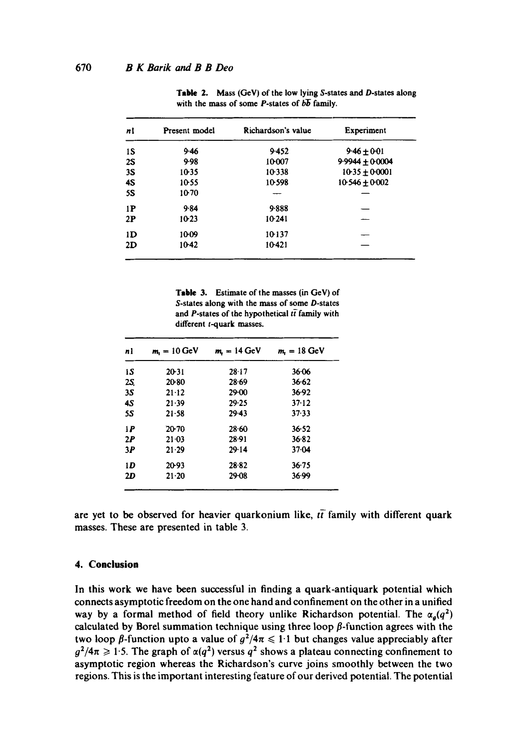**Table 2.** Mass (GeV) of the low lying S-states and D-states along with the mass of some P-states of $b\bar{b}$ family.

| $nl$ | Present model | Richardson's value | Experiment |
|---|---|---|---|
| 1S | 9·46 | 9·452 | 9·46 ± 0·01 |
| 2S | 9·98 | 10·007 | 9·9944 ± 0·0004 |
| 3S | 10·35 | 10·338 | 10·35 ± 0·0001 |
| 4S | 10·55 | 10·598 | 10·546 ± 0·002 |
| 5S | 10·70 | — | — |
| 1P | 9·84 | 9·888 | — |
| 2P | 10·23 | 10·241 | — |
| 1D | 10·09 | 10·137 | — |
| 2D | 10·42 | 10·421 | — |

**Table 3.** Estimate of the masses (in GeV) of S-states along with the mass of some D-states and P-states of the hypothetical $t\bar{t}$ family with different $t$-quark masses.

| $nl$ | $m_t = 10$ GeV | $m_t = 14$ GeV | $m_t = 18$ GeV |
|---|---|---|---|
| 1S | 20·31 | 28·17 | 36·06 |
| 2S | 20·80 | 28·69 | 36·62 |
| 3S | 21·12 | 29·00 | 36·92 |
| 4S | 21·39 | 29·25 | 37·12 |
| 5S | 21·58 | 29·43 | 37·33 |
| 1P | 20·70 | 28·60 | 36·52 |
| 2P | 21·03 | 28·91 | 36·82 |
| 3P | 21·29 | 29·14 | 37·04 |
| 1D | 20·93 | 28·82 | 36·75 |
| 2D | 21·20 | 29·08 | 36·99 |

are yet to be observed for heavier quarkonium like, $t\bar{t}$ family with different quark masses. These are presented in table 3.

## 4. Conclusion

In this work we have been successful in finding a quark-antiquark potential which connects asymptotic freedom on the one hand and confinement on the other in a unified way by a formal method of field theory unlike Richardson potential. The $\alpha_g(q^2)$ calculated by Borel summation technique using three loop $\beta$-function agrees with the two loop $\beta$-function upto a value of $g^2/4\pi \leqslant 1{\cdot}1$ but changes value appreciably after $g^2/4\pi \geqslant 1{\cdot}5$. The graph of $\alpha(q^2)$ versus $q^2$ shows a plateau connecting confinement to asymptotic region whereas the Richardson's curve joins smoothly between the two regions. This is the important interesting feature of our derived potential. The potential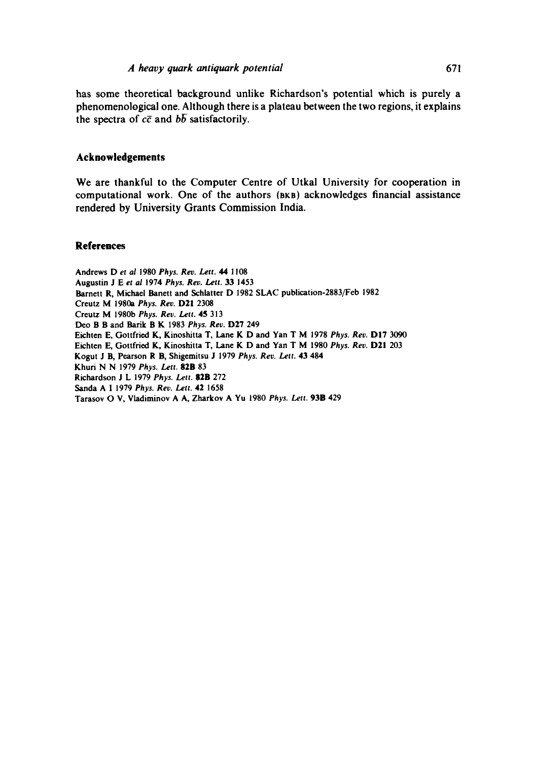has some theoretical background unlike Richardson's potential which is purely a phenomenological one. Although there is a plateau between the two regions, it explains the spectra of $c\bar{c}$ and $b\bar{b}$ satisfactorily.

## Acknowledgements

We are thankful to the Computer Centre of Utkal University for cooperation in computational work. One of the authors (BKB) acknowledges financial assistance rendered by University Grants Commission India.

## References

Andrews D *et al* 1980 *Phys. Rev. Lett.* **44** 1108
Augustin J E *et al* 1974 *Phys. Rev. Lett.* **33** 1453
Barnett R, Michael Banett and Schlatter D 1982 SLAC publication-2883/Feb 1982
Creutz M 1980a *Phys. Rev.* **D21** 2308
Creutz M 1980b *Phys. Rev. Lett.* **45** 313
Deo B B and Barik B K 1983 *Phys. Rev.* **D27** 249
Eichten E, Gottfried K, Kinoshitta T, Lane K D and Yan T M 1978 *Phys. Rev.* **D17** 3090
Eichten E, Gottfried K, Kinoshitta T, Lane K D and Yan T M 1980 *Phys. Rev.* **D21** 203
Kogut J B, Pearson R B, Shigemitsu J 1979 *Phys. Rev. Lett.* **43** 484
Khuri N N 1979 *Phys. Lett.* **82B** 83
Richardson J L 1979 *Phys. Lett.* **82B** 272
Sanda A I 1979 *Phys. Rev. Lett.* **42** 1658
Tarasov O V, Vladiminov A A, Zharkov A Yu 1980 *Phys. Lett.* **93B** 429